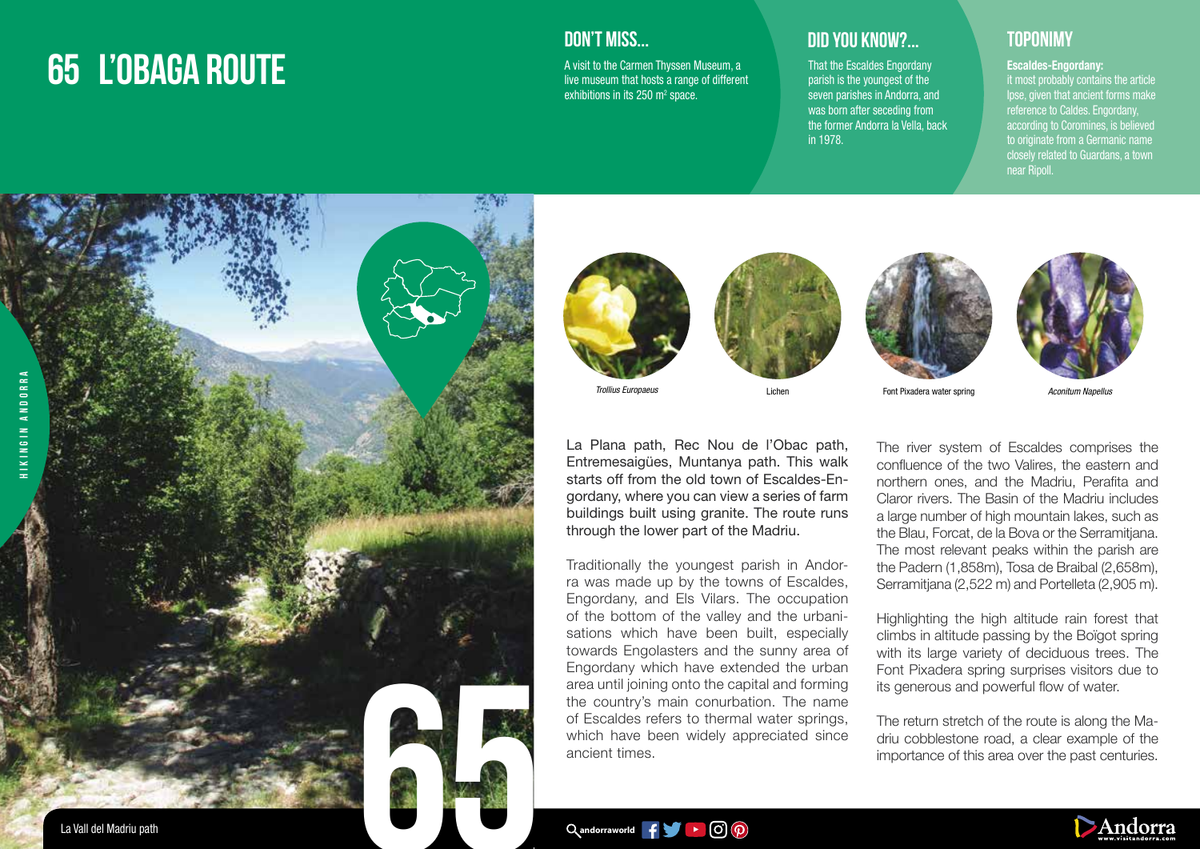# 65 L'OBAGA ROUTE

## DON'T MISS...

A visit to the Carmen Thyssen Museum, a live museum that hosts a range of different exhibitions in its 250 m$^2$ space.

## DID YOU KNOW?...

That the Escaldes Engordany parish is the youngest of the seven parishes in Andorra, and was born after seceding from the former Andorra la Vella, back in 1978.

## TOPONIMY

**Escaldes-Engordany:**
it most probably contains the article Ipse, given that ancient forms make reference to Caldes. Engordany, according to Coromines, is believed to originate from a Germanic name closely related to Guardans, a town near Ripoll.

*Trollius Europaeus*

Lichen

Font Pixadera water spring

*Aconitum Napellus*

La Plana path, Rec Nou de l'Obac path, Entremesaigües, Muntanya path. This walk starts off from the old town of Escaldes-Engordany, where you can view a series of farm buildings built using granite. The route runs through the lower part of the Madriu.

Traditionally the youngest parish in Andorra was made up by the towns of Escaldes, Engordany, and Els Vilars. The occupation of the bottom of the valley and the urbanisations which have been built, especially towards Engolasters and the sunny area of Engordany which have extended the urban area until joining onto the capital and forming the country's main conurbation. The name of Escaldes refers to thermal water springs, which have been widely appreciated since ancient times.

The river system of Escaldes comprises the confluence of the two Valires, the eastern and northern ones, and the Madriu, Perafita and Claror rivers. The Basin of the Madriu includes a large number of high mountain lakes, such as the Blau, Forcat, de la Bova or the Serramitjana. The most relevant peaks within the parish are the Padern (1,858m), Tosa de Braibal (2,658m), Serramitjana (2,522 m) and Portelleta (2,905 m).

Highlighting the high altitude rain forest that climbs in altitude passing by the Boïgot spring with its large variety of deciduous trees. The Font Pixadera spring surprises visitors due to its generous and powerful flow of water.

The return stretch of the route is along the Madriu cobblestone road, a clear example of the importance of this area over the past centuries.

La Vall del Madriu path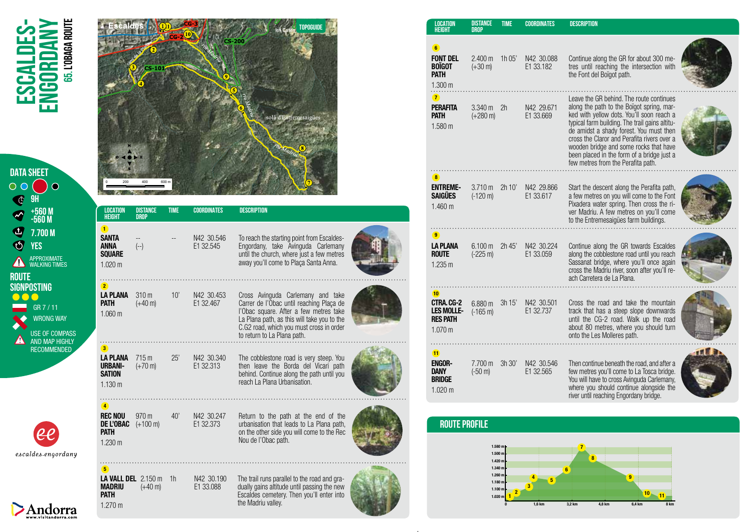# ESCALDES-ENGORDANY

## 65. L'OBAGA ROUTE

## DATA SHEET

9H

+560 M
-560 M

7.700 M

YES

APPROXIMATE WALKING TIMES

## ROUTE SIGNPOSTING

GR 7 / 11

WRONG WAY

USE OF COMPASS AND MAP HIGHLY RECOMMENDED

Escaldes

CG-3

CG-2

CS-200

CS-101

les Cases

TOPOGUIDE

riu Madriu

solà d'Entremesaigües

0 200 400 600 m

| LOCATION HEIGHT | DISTANCE DROP | TIME | COORDINATES | DESCRIPTION |
|---|---|---|---|---|
| 1 **SANTA ANNA SQUARE** 1.020 m | -- (--) | -- | N42 30.546 E1 32.545 | To reach the starting point from Escaldes-Engordany, take Avinguda Carlemany until the church, where just a few metres away you'll come to Plaça Santa Anna. |
| 2 **LA PLANA PATH** 1.060 m | 310 m (+40 m) | 10' | N42 30.453 E1 32.467 | Cross Avinguda Carlemany and take Carrer de l'Obac until reaching Plaça de l'Obac square. After a few metres take La Plana path, as this will take you to the C.G2 road, which you must cross in order to return to La Plana path. |
| 3 **LA PLANA URBANISATION** 1.130 m | 715 m (+70 m) | 25' | N42 30.340 E1 32.313 | The cobblestone road is very steep. You then leave the Borda del Vicari path behind. Continue along the path until you reach La Plana Urbanisation. |
| 4 **REC NOU DE L'OBAC PATH** 1.230 m | 970 m (+100 m) | 40' | N42 30.247 E1 32.373 | Return to the path at the end of the urbanisation that leads to La Plana path, on the other side you will come to the Rec Nou de l'Obac path. |
| 5 **LA VALL DEL MADRIU PATH** 1.270 m | 2.150 m (+40 m) | 1h | N42 30.190 E1 33.088 | The trail runs parallel to the road and gradually gains altitude until passing the new Escaldes cemetery. Then you'll enter into the Madriu valley. |
| 6 **FONT DEL BOÏGOT PATH** 1.300 m | 2.400 m (+30 m) | 1h 05' | N42 30.088 E1 33.182 | Continue along the GR for about 300 metres until reaching the intersection with the Font del Boïgot path. |
| 7 **PERAFITA PATH** 1.580 m | 3.340 m (+280 m) | 2h | N42 29.671 E1 33.669 | Leave the GR behind. The route continues along the path to the Boïgot spring, marked with yellow dots. You'll soon reach a typical farm building. The trail gains altitude amidst a shady forest. You must then cross the Claror and Perafita rivers over a wooden bridge and some rocks that have been placed in the form of a bridge just a few metres from the Perafita path. |
| 8 **ENTREMESAIGÜES** 1.460 m | 3.710 m (-120 m) | 2h 10' | N42 29.866 E1 33.617 | Start the descent along the Perafita path, a few metres on you will come to the Font Pixadera water spring. Then cross the river Madriu. A few metres on you'll come to the Entremesaigües farm buildings. |
| 9 **LA PLANA ROUTE** 1.235 m | 6.100 m (-225 m) | 2h 45' | N42 30.224 E1 33.059 | Continue along the GR towards Escaldes along the cobblestone road until you reach Sassanat bridge, where you'll once again cross the Madriu river, soon after you'll reach Carretera de La Plana. |
| 10 **CTRA. CG-2 LES MOLLERES PATH** 1.070 m | 6.880 m (-165 m) | 3h 15' | N42 30.501 E1 32.737 | Cross the road and take the mountain track that has a steep slope downwards until the CG-2 road. Walk up the road about 80 metres, where you should turn onto the Les Molleres path. |
| 11 **ENGORDANY BRIDGE** 1.020 m | 7.700 m (-50 m) | 3h 30' | N42 30.546 E1 32.565 | Then continue beneath the road, and after a few metres you'll come to La Tosca bridge. You will have to cross Avinguda Carlemany, where you should continue alongside the river until reaching Engordany bridge. |

## ROUTE PROFILE

1.580 m
1.500 m
1.420 m
1.340 m
1.260 m
1.180 m
1.100 m
1.020 m

0
1,6 km
3,2 km
4,8 km
6,4 km
8 km

escaldes.engordany

Andorra
www.visitandorra.com